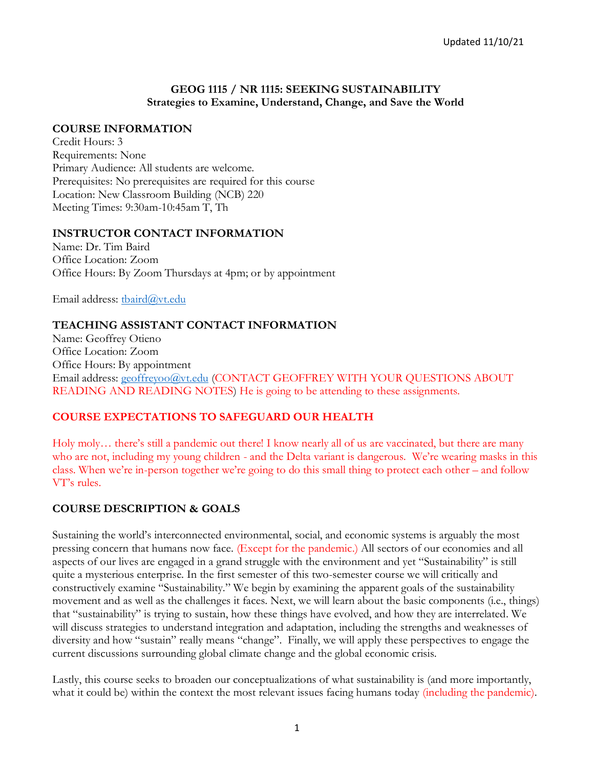Updated 11/10/21

# GEOG 1115 / NR 1115: SEEKING SUSTAINABILITY
## Strategies to Examine, Understand, Change, and Save the World

### COURSE INFORMATION

Credit Hours: 3
Requirements: None
Primary Audience: All students are welcome.
Prerequisites: No prerequisites are required for this course
Location: New Classroom Building (NCB) 220
Meeting Times: 9:30am-10:45am T, Th

### INSTRUCTOR CONTACT INFORMATION

Name: Dr. Tim Baird
Office Location: Zoom
Office Hours: By Zoom Thursdays at 4pm; or by appointment

Email address: tbaird@vt.edu

### TEACHING ASSISTANT CONTACT INFORMATION

Name: Geoffrey Otieno
Office Location: Zoom
Office Hours: By appointment
Email address: geoffreyoo@vt.edu (CONTACT GEOFFREY WITH YOUR QUESTIONS ABOUT READING AND READING NOTES) He is going to be attending to these assignments.

### COURSE EXPECTATIONS TO SAFEGUARD OUR HEALTH

Holy moly… there's still a pandemic out there! I know nearly all of us are vaccinated, but there are many who are not, including my young children - and the Delta variant is dangerous. We're wearing masks in this class. When we're in-person together we're going to do this small thing to protect each other – and follow VT's rules.

### COURSE DESCRIPTION & GOALS

Sustaining the world's interconnected environmental, social, and economic systems is arguably the most pressing concern that humans now face. (Except for the pandemic.) All sectors of our economies and all aspects of our lives are engaged in a grand struggle with the environment and yet "Sustainability" is still quite a mysterious enterprise. In the first semester of this two-semester course we will critically and constructively examine "Sustainability." We begin by examining the apparent goals of the sustainability movement and as well as the challenges it faces. Next, we will learn about the basic components (i.e., things) that "sustainability" is trying to sustain, how these things have evolved, and how they are interrelated. We will discuss strategies to understand integration and adaptation, including the strengths and weaknesses of diversity and how "sustain" really means "change". Finally, we will apply these perspectives to engage the current discussions surrounding global climate change and the global economic crisis.

Lastly, this course seeks to broaden our conceptualizations of what sustainability is (and more importantly, what it could be) within the context the most relevant issues facing humans today (including the pandemic).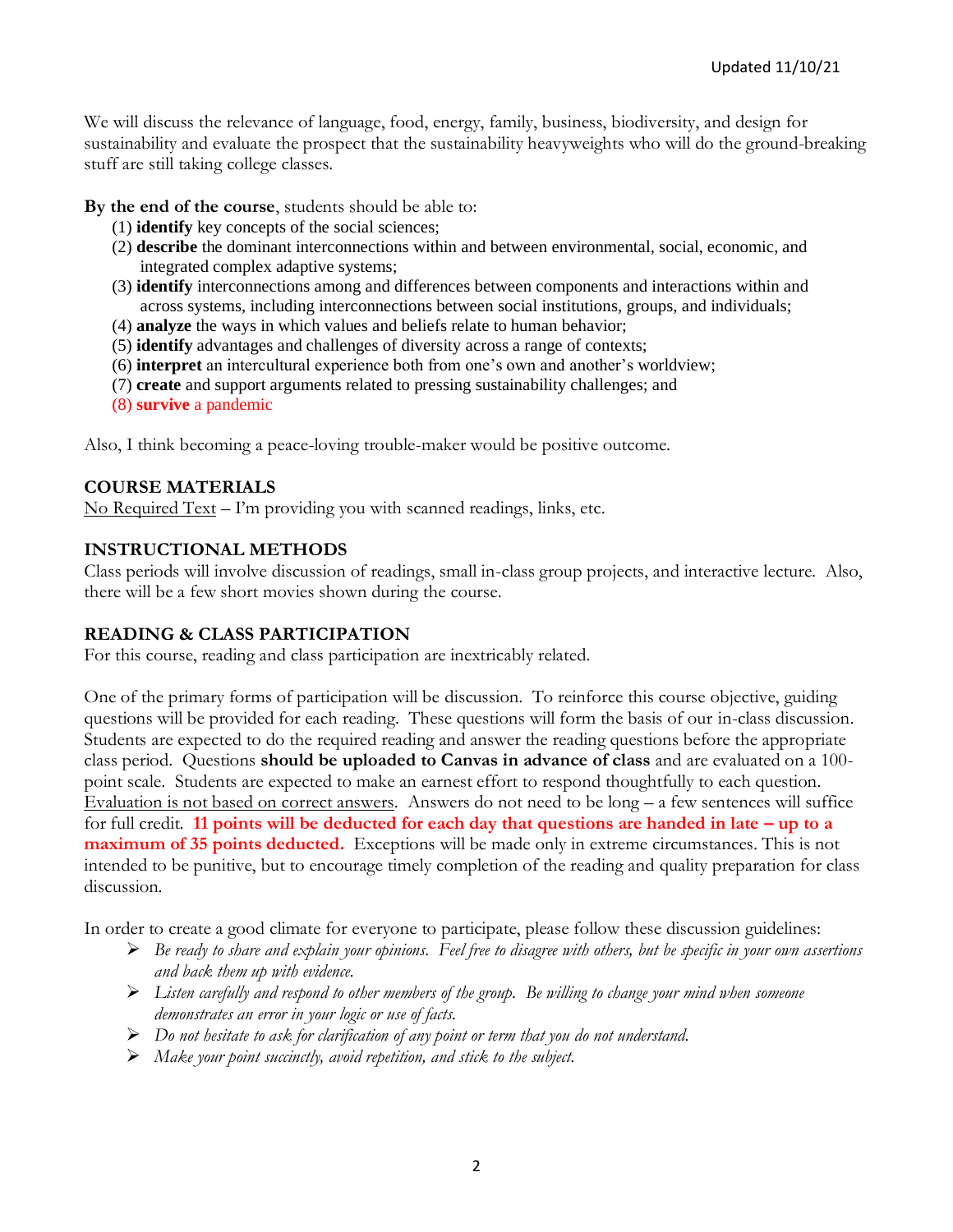Updated 11/10/21

We will discuss the relevance of language, food, energy, family, business, biodiversity, and design for sustainability and evaluate the prospect that the sustainability heavyweights who will do the ground-breaking stuff are still taking college classes.

**By the end of the course**, students should be able to:

(1) **identify** key concepts of the social sciences;
(2) **describe** the dominant interconnections within and between environmental, social, economic, and integrated complex adaptive systems;
(3) **identify** interconnections among and differences between components and interactions within and across systems, including interconnections between social institutions, groups, and individuals;
(4) **analyze** the ways in which values and beliefs relate to human behavior;
(5) **identify** advantages and challenges of diversity across a range of contexts;
(6) **interpret** an intercultural experience both from one's own and another's worldview;
(7) **create** and support arguments related to pressing sustainability challenges; and
(8) **survive** a pandemic

Also, I think becoming a peace-loving trouble-maker would be positive outcome.

## COURSE MATERIALS

No Required Text – I'm providing you with scanned readings, links, etc.

## INSTRUCTIONAL METHODS

Class periods will involve discussion of readings, small in-class group projects, and interactive lecture. Also, there will be a few short movies shown during the course.

## READING & CLASS PARTICIPATION

For this course, reading and class participation are inextricably related.

One of the primary forms of participation will be discussion. To reinforce this course objective, guiding questions will be provided for each reading. These questions will form the basis of our in-class discussion. Students are expected to do the required reading and answer the reading questions before the appropriate class period. Questions **should be uploaded to Canvas in advance of class** and are evaluated on a 100-point scale. Students are expected to make an earnest effort to respond thoughtfully to each question. Evaluation is not based on correct answers. Answers do not need to be long – a few sentences will suffice for full credit. **11 points will be deducted for each day that questions are handed in late – up to a maximum of 35 points deducted.** Exceptions will be made only in extreme circumstances. This is not intended to be punitive, but to encourage timely completion of the reading and quality preparation for class discussion.

In order to create a good climate for everyone to participate, please follow these discussion guidelines:

- *Be ready to share and explain your opinions. Feel free to disagree with others, but be specific in your own assertions and back them up with evidence.*
- *Listen carefully and respond to other members of the group. Be willing to change your mind when someone demonstrates an error in your logic or use of facts.*
- *Do not hesitate to ask for clarification of any point or term that you do not understand.*
- *Make your point succinctly, avoid repetition, and stick to the subject.*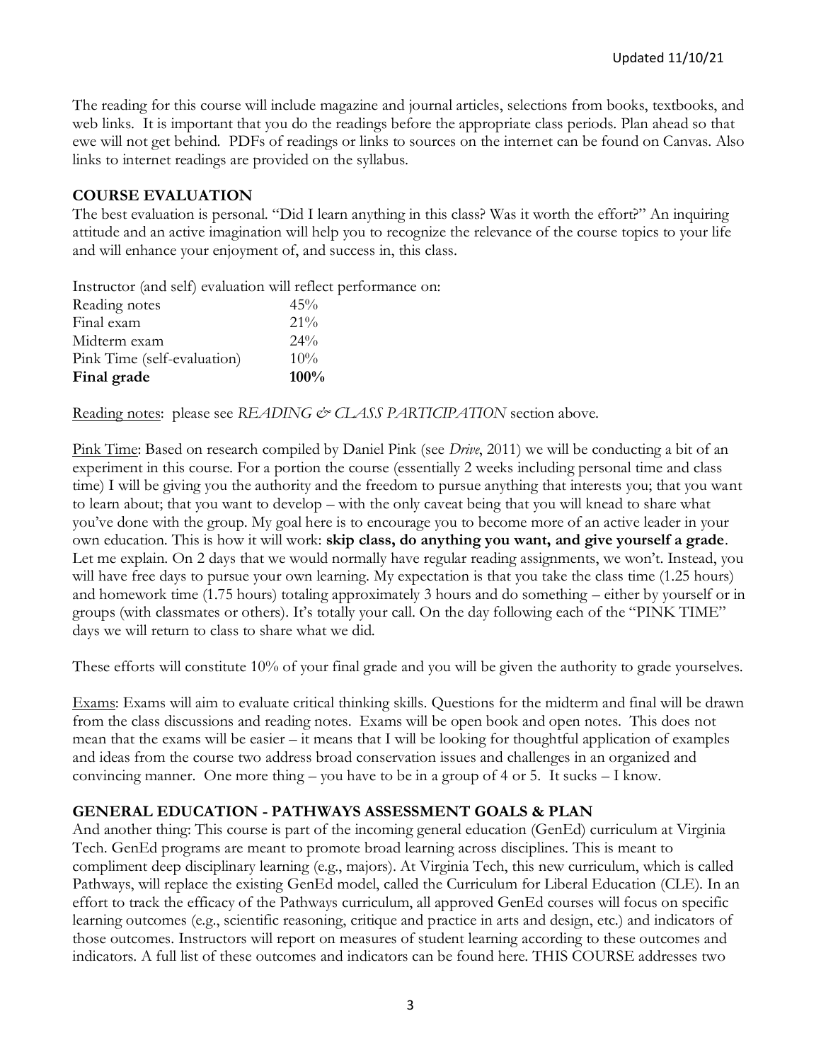The reading for this course will include magazine and journal articles, selections from books, textbooks, and web links. It is important that you do the readings before the appropriate class periods. Plan ahead so that ewe will not get behind. PDFs of readings or links to sources on the internet can be found on Canvas. Also links to internet readings are provided on the syllabus.

## COURSE EVALUATION

The best evaluation is personal. "Did I learn anything in this class? Was it worth the effort?" An inquiring attitude and an active imagination will help you to recognize the relevance of the course topics to your life and will enhance your enjoyment of, and success in, this class.

Instructor (and self) evaluation will reflect performance on:

| | |
|---|---|
| Reading notes | 45% |
| Final exam | 21% |
| Midterm exam | 24% |
| Pink Time (self-evaluation) | 10% |
| **Final grade** | **100%** |

Reading notes: please see *READING & CLASS PARTICIPATION* section above.

Pink Time: Based on research compiled by Daniel Pink (see *Drive*, 2011) we will be conducting a bit of an experiment in this course. For a portion the course (essentially 2 weeks including personal time and class time) I will be giving you the authority and the freedom to pursue anything that interests you; that you want to learn about; that you want to develop – with the only caveat being that you will knead to share what you've done with the group. My goal here is to encourage you to become more of an active leader in your own education. This is how it will work: **skip class, do anything you want, and give yourself a grade**. Let me explain. On 2 days that we would normally have regular reading assignments, we won't. Instead, you will have free days to pursue your own learning. My expectation is that you take the class time (1.25 hours) and homework time (1.75 hours) totaling approximately 3 hours and do something – either by yourself or in groups (with classmates or others). It's totally your call. On the day following each of the "PINK TIME" days we will return to class to share what we did.

These efforts will constitute 10% of your final grade and you will be given the authority to grade yourselves.

Exams: Exams will aim to evaluate critical thinking skills. Questions for the midterm and final will be drawn from the class discussions and reading notes. Exams will be open book and open notes. This does not mean that the exams will be easier – it means that I will be looking for thoughtful application of examples and ideas from the course two address broad conservation issues and challenges in an organized and convincing manner. One more thing – you have to be in a group of 4 or 5. It sucks – I know.

## GENERAL EDUCATION - PATHWAYS ASSESSMENT GOALS & PLAN

And another thing: This course is part of the incoming general education (GenEd) curriculum at Virginia Tech. GenEd programs are meant to promote broad learning across disciplines. This is meant to compliment deep disciplinary learning (e.g., majors). At Virginia Tech, this new curriculum, which is called Pathways, will replace the existing GenEd model, called the Curriculum for Liberal Education (CLE). In an effort to track the efficacy of the Pathways curriculum, all approved GenEd courses will focus on specific learning outcomes (e.g., scientific reasoning, critique and practice in arts and design, etc.) and indicators of those outcomes. Instructors will report on measures of student learning according to these outcomes and indicators. A full list of these outcomes and indicators can be found here. THIS COURSE addresses two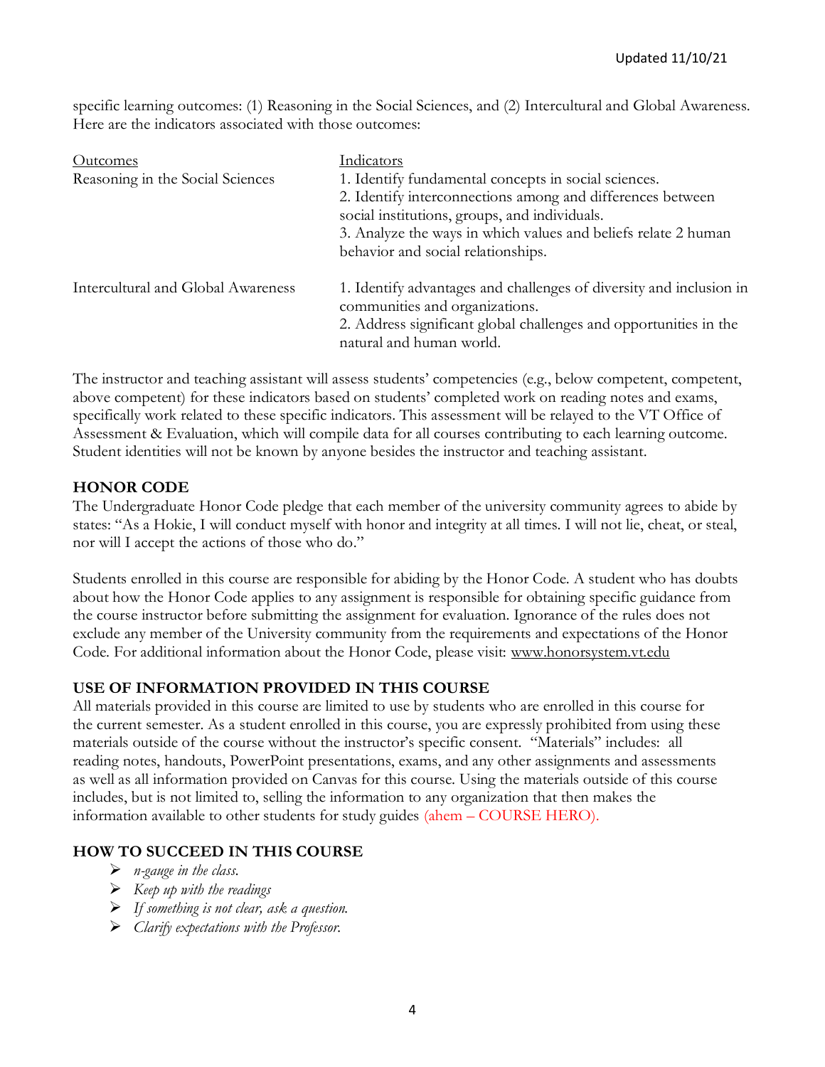specific learning outcomes: (1) Reasoning in the Social Sciences, and (2) Intercultural and Global Awareness. Here are the indicators associated with those outcomes:

| Outcomes | Indicators |
| --- | --- |
| Reasoning in the Social Sciences | 1. Identify fundamental concepts in social sciences.<br>2. Identify interconnections among and differences between social institutions, groups, and individuals.<br>3. Analyze the ways in which values and beliefs relate 2 human behavior and social relationships. |
| Intercultural and Global Awareness | 1. Identify advantages and challenges of diversity and inclusion in communities and organizations.<br>2. Address significant global challenges and opportunities in the natural and human world. |

The instructor and teaching assistant will assess students' competencies (e.g., below competent, competent, above competent) for these indicators based on students' completed work on reading notes and exams, specifically work related to these specific indicators. This assessment will be relayed to the VT Office of Assessment & Evaluation, which will compile data for all courses contributing to each learning outcome. Student identities will not be known by anyone besides the instructor and teaching assistant.

## HONOR CODE

The Undergraduate Honor Code pledge that each member of the university community agrees to abide by states: "As a Hokie, I will conduct myself with honor and integrity at all times. I will not lie, cheat, or steal, nor will I accept the actions of those who do."

Students enrolled in this course are responsible for abiding by the Honor Code. A student who has doubts about how the Honor Code applies to any assignment is responsible for obtaining specific guidance from the course instructor before submitting the assignment for evaluation. Ignorance of the rules does not exclude any member of the University community from the requirements and expectations of the Honor Code. For additional information about the Honor Code, please visit: www.honorsystem.vt.edu

## USE OF INFORMATION PROVIDED IN THIS COURSE

All materials provided in this course are limited to use by students who are enrolled in this course for the current semester. As a student enrolled in this course, you are expressly prohibited from using these materials outside of the course without the instructor's specific consent. "Materials" includes: all reading notes, handouts, PowerPoint presentations, exams, and any other assignments and assessments as well as all information provided on Canvas for this course. Using the materials outside of this course includes, but is not limited to, selling the information to any organization that then makes the information available to other students for study guides (ahem – COURSE HERO).

## HOW TO SUCCEED IN THIS COURSE

- *n-gauge in the class.*
- *Keep up with the readings*
- *If something is not clear, ask a question.*
- *Clarify expectations with the Professor.*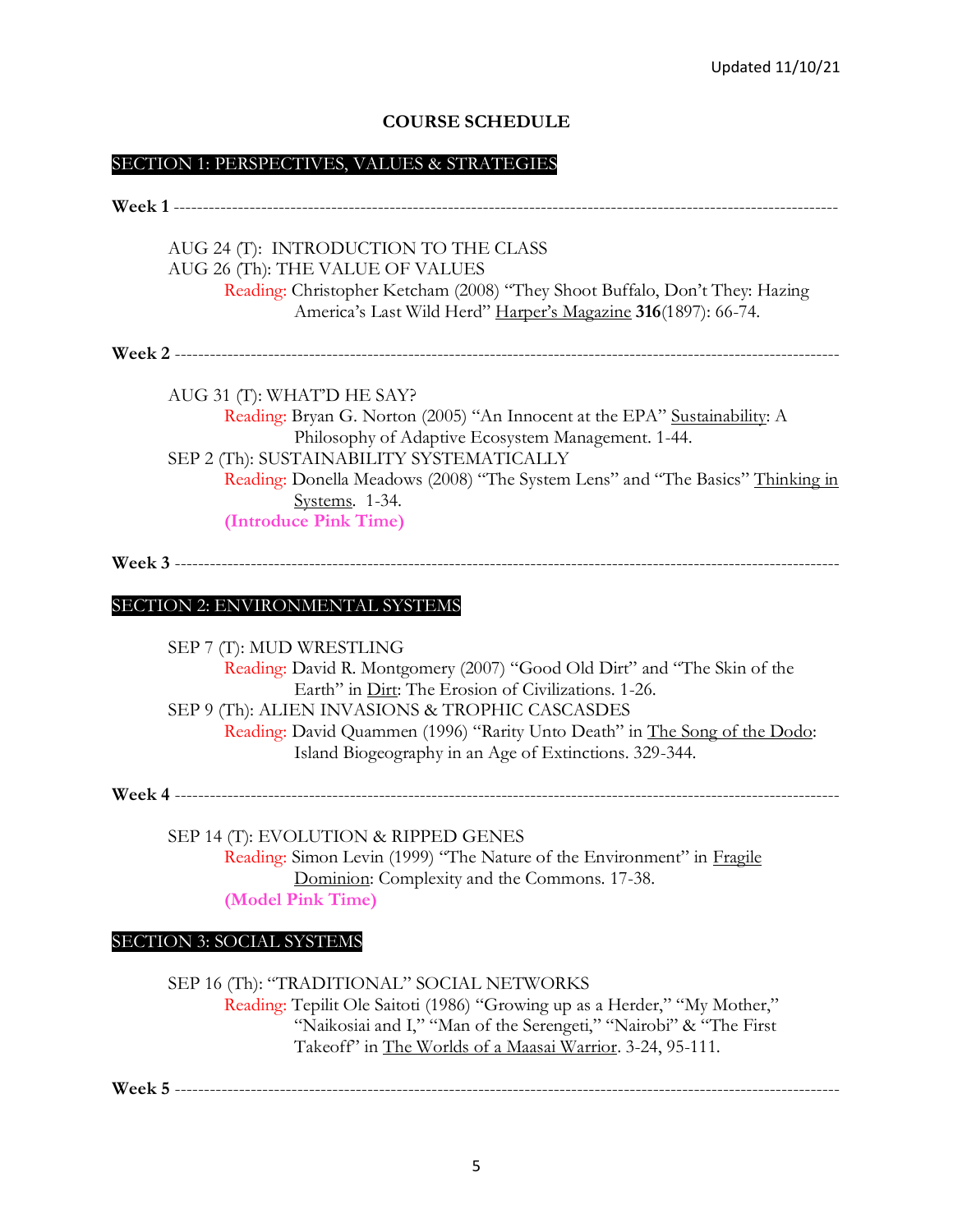Updated 11/10/21

## COURSE SCHEDULE

### SECTION 1: PERSPECTIVES, VALUES & STRATEGIES

**Week 1** ----------------------------------------------------------------------------------------------------

AUG 24 (T): INTRODUCTION TO THE CLASS

AUG 26 (Th): THE VALUE OF VALUES

Reading: Christopher Ketcham (2008) "They Shoot Buffalo, Don't They: Hazing America's Last Wild Herd" Harper's Magazine **316**(1897): 66-74.

**Week 2** ----------------------------------------------------------------------------------------------------

AUG 31 (T): WHAT'D HE SAY?

Reading: Bryan G. Norton (2005) "An Innocent at the EPA" Sustainability: A Philosophy of Adaptive Ecosystem Management. 1-44.

SEP 2 (Th): SUSTAINABILITY SYSTEMATICALLY

Reading: Donella Meadows (2008) "The System Lens" and "The Basics" Thinking in Systems. 1-34.

**(Introduce Pink Time)**

**Week 3** ----------------------------------------------------------------------------------------------------

### SECTION 2: ENVIRONMENTAL SYSTEMS

SEP 7 (T): MUD WRESTLING

Reading: David R. Montgomery (2007) "Good Old Dirt" and "The Skin of the Earth" in Dirt: The Erosion of Civilizations. 1-26.

SEP 9 (Th): ALIEN INVASIONS & TROPHIC CASCASDES

Reading: David Quammen (1996) "Rarity Unto Death" in The Song of the Dodo: Island Biogeography in an Age of Extinctions. 329-344.

**Week 4** ----------------------------------------------------------------------------------------------------

SEP 14 (T): EVOLUTION & RIPPED GENES

Reading: Simon Levin (1999) "The Nature of the Environment" in Fragile Dominion: Complexity and the Commons. 17-38.

**(Model Pink Time)**

### SECTION 3: SOCIAL SYSTEMS

SEP 16 (Th): "TRADITIONAL" SOCIAL NETWORKS

Reading: Tepilit Ole Saitoti (1986) "Growing up as a Herder," "My Mother," "Naikosiai and I," "Man of the Serengeti," "Nairobi" & "The First Takeoff" in The Worlds of a Maasai Warrior. 3-24, 95-111.

**Week 5** ----------------------------------------------------------------------------------------------------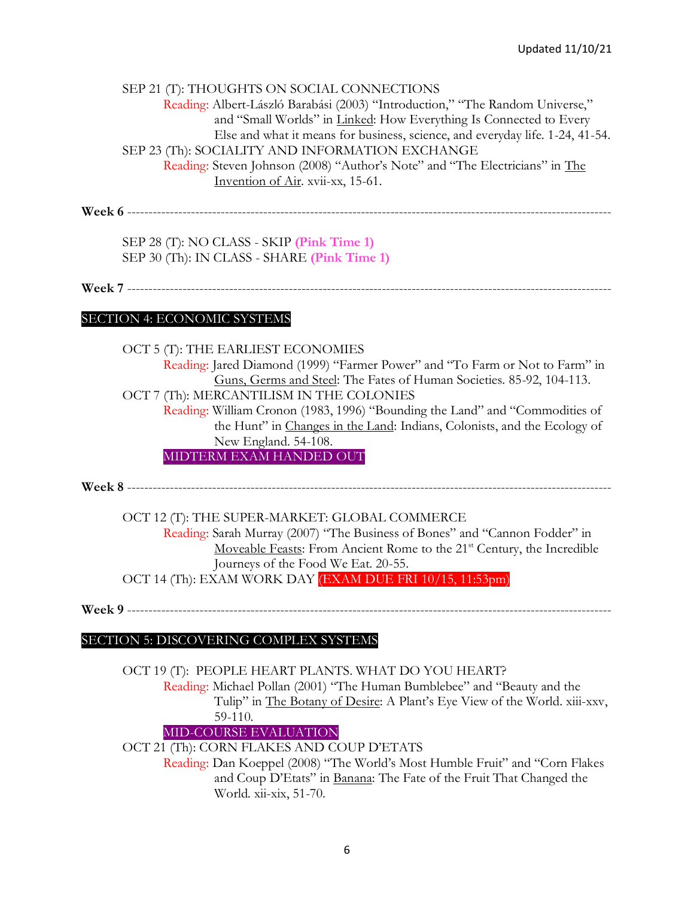Updated 11/10/21

SEP 21 (T): THOUGHTS ON SOCIAL CONNECTIONS

Reading: Albert-László Barabási (2003) "Introduction," "The Random Universe," and "Small Worlds" in Linked: How Everything Is Connected to Every Else and what it means for business, science, and everyday life. 1-24, 41-54.

SEP 23 (Th): SOCIALITY AND INFORMATION EXCHANGE

Reading: Steven Johnson (2008) "Author's Note" and "The Electricians" in The Invention of Air. xvii-xx, 15-61.

**Week 6** ---

SEP 28 (T): NO CLASS - SKIP **(Pink Time 1)**

SEP 30 (Th): IN CLASS - SHARE **(Pink Time 1)**

**Week 7** ---

## SECTION 4: ECONOMIC SYSTEMS

OCT 5 (T): THE EARLIEST ECONOMIES

Reading: Jared Diamond (1999) "Farmer Power" and "To Farm or Not to Farm" in Guns, Germs and Steel: The Fates of Human Societies. 85-92, 104-113.

OCT 7 (Th): MERCANTILISM IN THE COLONIES

Reading: William Cronon (1983, 1996) "Bounding the Land" and "Commodities of the Hunt" in Changes in the Land: Indians, Colonists, and the Ecology of New England. 54-108.

MIDTERM EXAM HANDED OUT

**Week 8** ---

OCT 12 (T): THE SUPER-MARKET: GLOBAL COMMERCE

Reading: Sarah Murray (2007) "The Business of Bones" and "Cannon Fodder" in Moveable Feasts: From Ancient Rome to the 21st Century, the Incredible Journeys of the Food We Eat. 20-55.

OCT 14 (Th): EXAM WORK DAY (EXAM DUE FRI 10/15, 11:53pm)

**Week 9** ---

## SECTION 5: DISCOVERING COMPLEX SYSTEMS

OCT 19 (T): PEOPLE HEART PLANTS. WHAT DO YOU HEART?

Reading: Michael Pollan (2001) "The Human Bumblebee" and "Beauty and the Tulip" in The Botany of Desire: A Plant's Eye View of the World. xiii-xxv, 59-110.

MID-COURSE EVALUATION

OCT 21 (Th): CORN FLAKES AND COUP D'ETATS

Reading: Dan Koeppel (2008) "The World's Most Humble Fruit" and "Corn Flakes and Coup D'Etats" in Banana: The Fate of the Fruit That Changed the World. xii-xix, 51-70.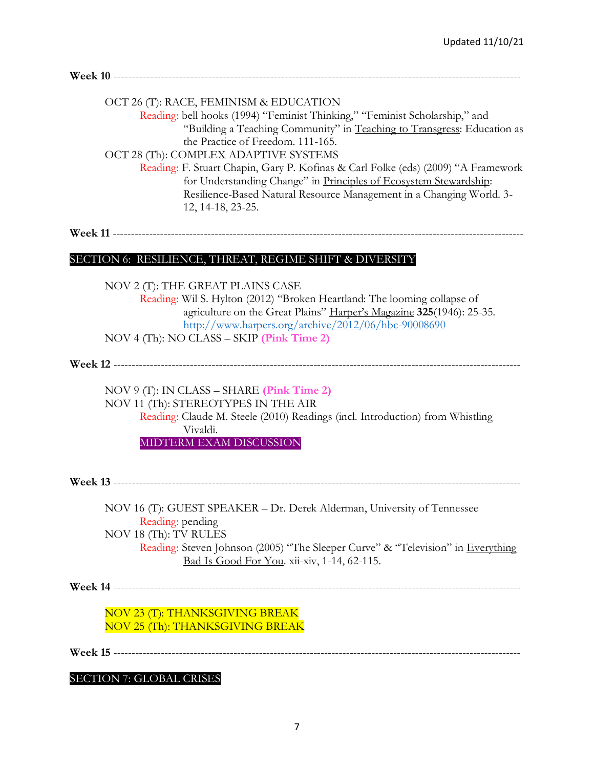**Week 10** ------------------------------------------------------------------------------------------------------------

OCT 26 (T): RACE, FEMINISM & EDUCATION

Reading: bell hooks (1994) "Feminist Thinking," "Feminist Scholarship," and "Building a Teaching Community" in Teaching to Transgress: Education as the Practice of Freedom. 111-165.

OCT 28 (Th): COMPLEX ADAPTIVE SYSTEMS

Reading: F. Stuart Chapin, Gary P. Kofinas & Carl Folke (eds) (2009) "A Framework for Understanding Change" in Principles of Ecosystem Stewardship: Resilience-Based Natural Resource Management in a Changing World. 3-12, 14-18, 23-25.

**Week 11** ------------------------------------------------------------------------------------------------------------

## SECTION 6: RESILIENCE, THREAT, REGIME SHIFT & DIVERSITY

NOV 2 (T): THE GREAT PLAINS CASE

Reading: Wil S. Hylton (2012) "Broken Heartland: The looming collapse of agriculture on the Great Plains" Harper's Magazine **325**(1946): 25-35. http://www.harpers.org/archive/2012/06/hbc-90008690

NOV 4 (Th): NO CLASS – SKIP **(Pink Time 2)**

**Week 12** ------------------------------------------------------------------------------------------------------------

NOV 9 (T): IN CLASS – SHARE **(Pink Time 2)**

NOV 11 (Th): STEREOTYPES IN THE AIR

Reading: Claude M. Steele (2010) Readings (incl. Introduction) from Whistling Vivaldi.

MIDTERM EXAM DISCUSSION

**Week 13** ------------------------------------------------------------------------------------------------------------

NOV 16 (T): GUEST SPEAKER – Dr. Derek Alderman, University of Tennessee

Reading: pending

NOV 18 (Th): TV RULES

Reading: Steven Johnson (2005) "The Sleeper Curve" & "Television" in Everything Bad Is Good For You. xii-xiv, 1-14, 62-115.

**Week 14** ------------------------------------------------------------------------------------------------------------

NOV 23 (T): THANKSGIVING BREAK

NOV 25 (Th): THANKSGIVING BREAK

**Week 15** ------------------------------------------------------------------------------------------------------------

## SECTION 7: GLOBAL CRISES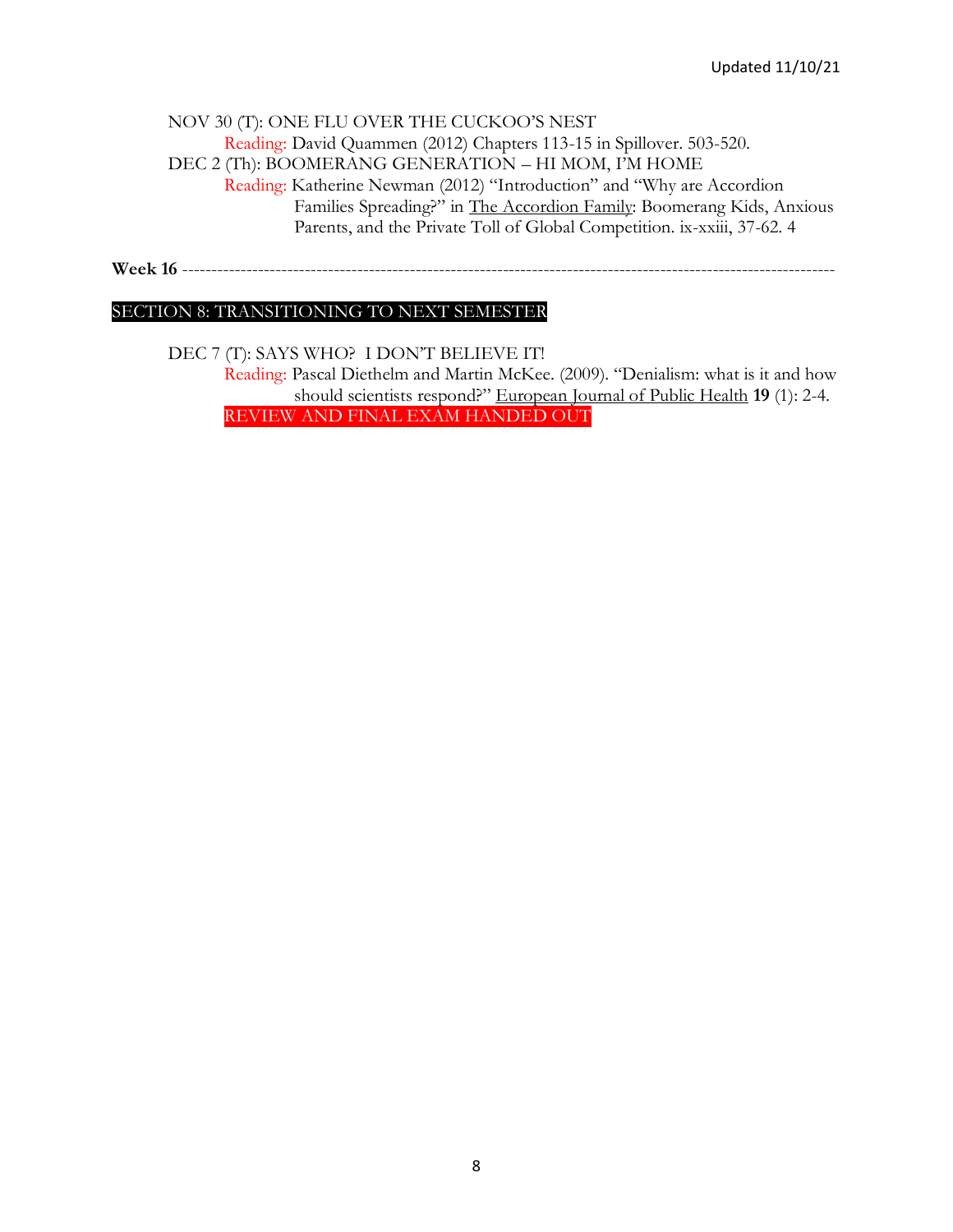NOV 30 (T): ONE FLU OVER THE CUCKOO'S NEST

Reading: David Quammen (2012) Chapters 113-15 in Spillover. 503-520.

DEC 2 (Th): BOOMERANG GENERATION – HI MOM, I'M HOME

Reading: Katherine Newman (2012) "Introduction" and "Why are Accordion Families Spreading?" in The Accordion Family: Boomerang Kids, Anxious Parents, and the Private Toll of Global Competition. ix-xxiii, 37-62. 4

**Week 16** ------------------------------------------------------------------------------------------------------------

## SECTION 8: TRANSITIONING TO NEXT SEMESTER

DEC 7 (T): SAYS WHO? I DON'T BELIEVE IT!

Reading: Pascal Diethelm and Martin McKee. (2009). "Denialism: what is it and how should scientists respond?" European Journal of Public Health **19** (1): 2-4.

REVIEW AND FINAL EXAM HANDED OUT